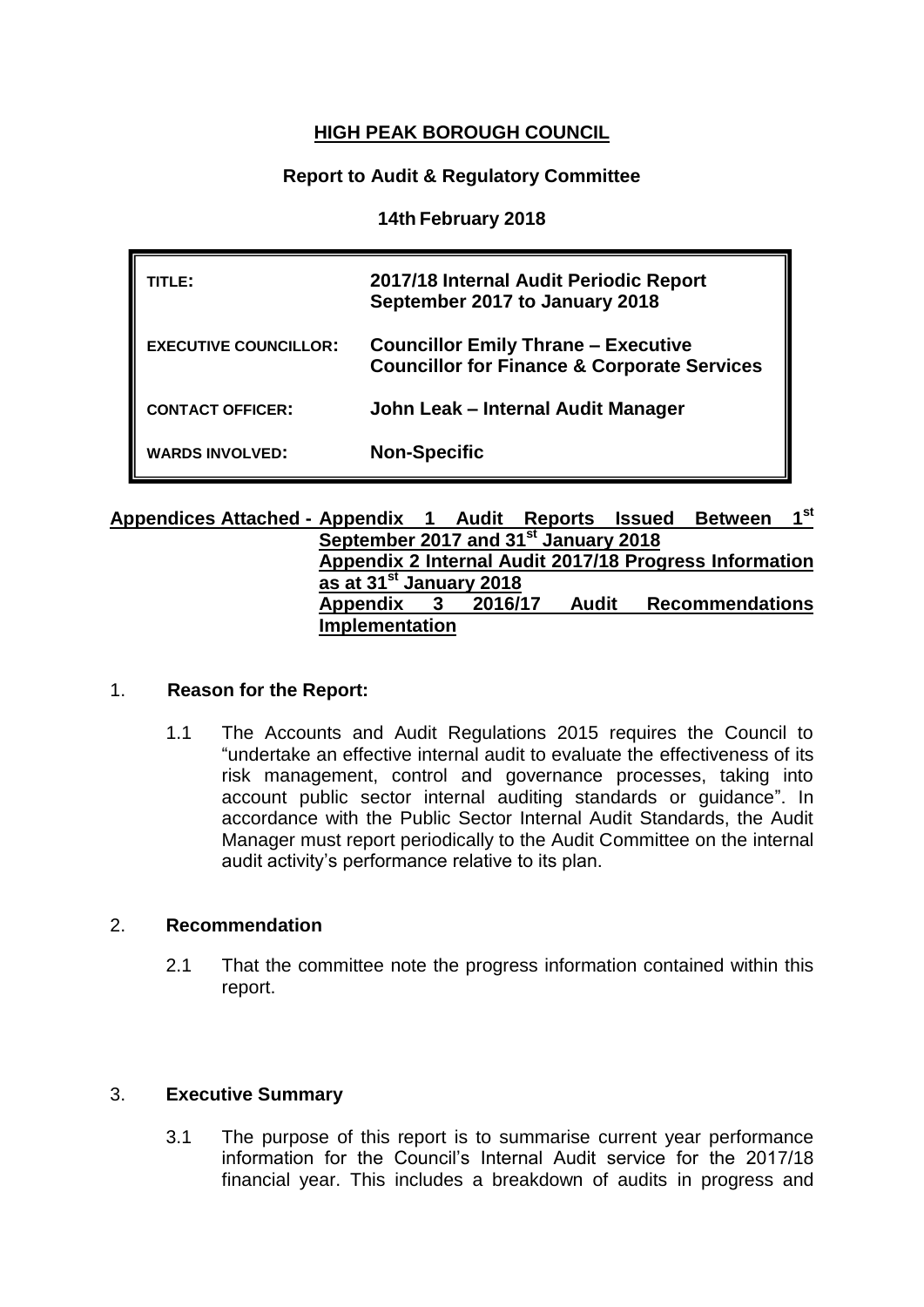**HIGH PEAK BOROUGH COUNCIL**

**Report to Audit & Regulatory Committee**

**14th February 2018**

| | |
|---|---|
| TITLE: | **2017/18 Internal Audit Periodic Report September 2017 to January 2018** |
| EXECUTIVE COUNCILLOR: | **Councillor Emily Thrane – Executive Councillor for Finance & Corporate Services** |
| CONTACT OFFICER: | **John Leak – Internal Audit Manager** |
| WARDS INVOLVED: | **Non-Specific** |

**Appendices Attached - Appendix 1 Audit Reports Issued Between 1st September 2017 and 31st January 2018**
**Appendix 2 Internal Audit 2017/18 Progress Information as at 31st January 2018**
**Appendix 3 2016/17 Audit Recommendations Implementation**

## 1. Reason for the Report:

1.1 The Accounts and Audit Regulations 2015 requires the Council to "undertake an effective internal audit to evaluate the effectiveness of its risk management, control and governance processes, taking into account public sector internal auditing standards or guidance". In accordance with the Public Sector Internal Audit Standards, the Audit Manager must report periodically to the Audit Committee on the internal audit activity's performance relative to its plan.

## 2. Recommendation

2.1 That the committee note the progress information contained within this report.

## 3. Executive Summary

3.1 The purpose of this report is to summarise current year performance information for the Council's Internal Audit service for the 2017/18 financial year. This includes a breakdown of audits in progress and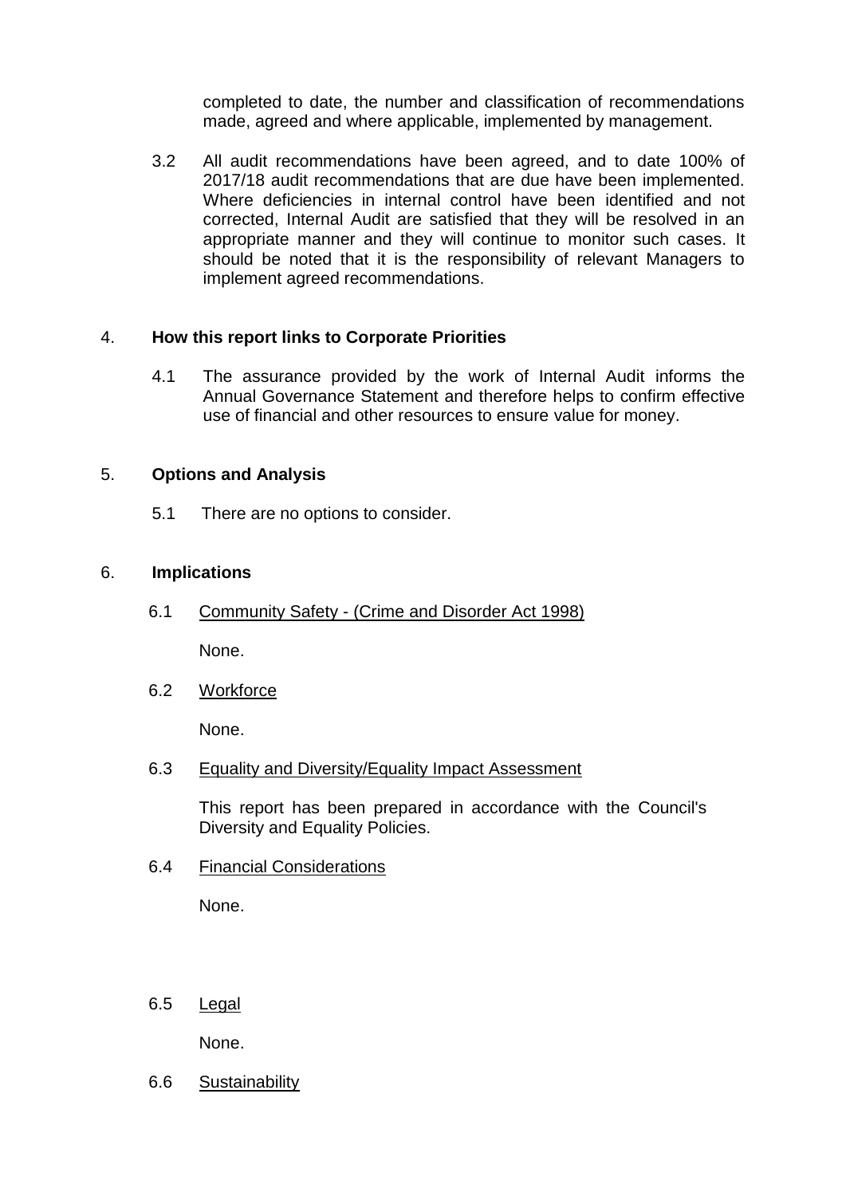completed to date, the number and classification of recommendations made, agreed and where applicable, implemented by management.

3.2 All audit recommendations have been agreed, and to date 100% of 2017/18 audit recommendations that are due have been implemented. Where deficiencies in internal control have been identified and not corrected, Internal Audit are satisfied that they will be resolved in an appropriate manner and they will continue to monitor such cases. It should be noted that it is the responsibility of relevant Managers to implement agreed recommendations.

## 4. How this report links to Corporate Priorities

4.1 The assurance provided by the work of Internal Audit informs the Annual Governance Statement and therefore helps to confirm effective use of financial and other resources to ensure value for money.

## 5. Options and Analysis

5.1 There are no options to consider.

## 6. Implications

6.1 Community Safety - (Crime and Disorder Act 1998)

None.

6.2 Workforce

None.

6.3 Equality and Diversity/Equality Impact Assessment

This report has been prepared in accordance with the Council's Diversity and Equality Policies.

6.4 Financial Considerations

None.

6.5 Legal

None.

6.6 Sustainability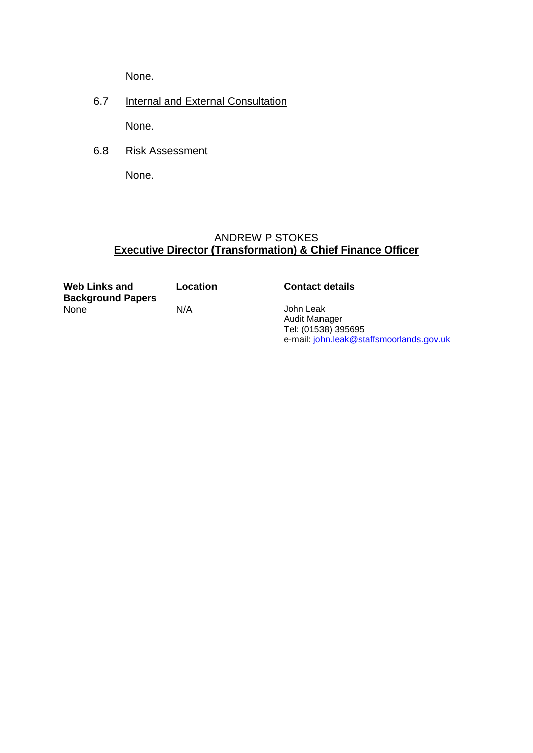None.

6.7 Internal and External Consultation

None.

6.8 Risk Assessment

None.

ANDREW P STOKES
**Executive Director (Transformation) & Chief Finance Officer**

| **Web Links and Background Papers** | **Location** | **Contact details** |
| --- | --- | --- |
| None | N/A | John Leak<br>Audit Manager<br>Tel: (01538) 395695<br>e-mail: john.leak@staffsmoorlands.gov.uk |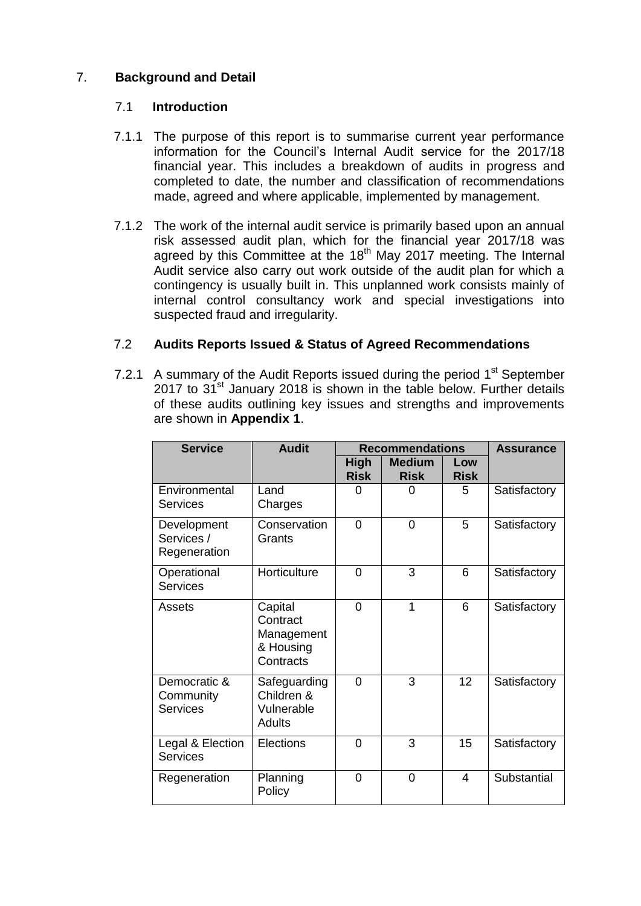## 7. Background and Detail

### 7.1 Introduction

7.1.1 The purpose of this report is to summarise current year performance information for the Council's Internal Audit service for the 2017/18 financial year. This includes a breakdown of audits in progress and completed to date, the number and classification of recommendations made, agreed and where applicable, implemented by management.

7.1.2 The work of the internal audit service is primarily based upon an annual risk assessed audit plan, which for the financial year 2017/18 was agreed by this Committee at the 18th May 2017 meeting. The Internal Audit service also carry out work outside of the audit plan for which a contingency is usually built in. This unplanned work consists mainly of internal control consultancy work and special investigations into suspected fraud and irregularity.

### 7.2 Audits Reports Issued & Status of Agreed Recommendations

7.2.1 A summary of the Audit Reports issued during the period 1st September 2017 to 31st January 2018 is shown in the table below. Further details of these audits outlining key issues and strengths and improvements are shown in **Appendix 1**.

| Service | Audit | Recommendations | | | Assurance |
|---|---|---|---|---|---|
| | | High Risk | Medium Risk | Low Risk | |
| Environmental Services | Land Charges | 0 | 0 | 5 | Satisfactory |
| Development Services / Regeneration | Conservation Grants | 0 | 0 | 5 | Satisfactory |
| Operational Services | Horticulture | 0 | 3 | 6 | Satisfactory |
| Assets | Capital Contract Management & Housing Contracts | 0 | 1 | 6 | Satisfactory |
| Democratic & Community Services | Safeguarding Children & Vulnerable Adults | 0 | 3 | 12 | Satisfactory |
| Legal & Election Services | Elections | 0 | 3 | 15 | Satisfactory |
| Regeneration | Planning Policy | 0 | 0 | 4 | Substantial |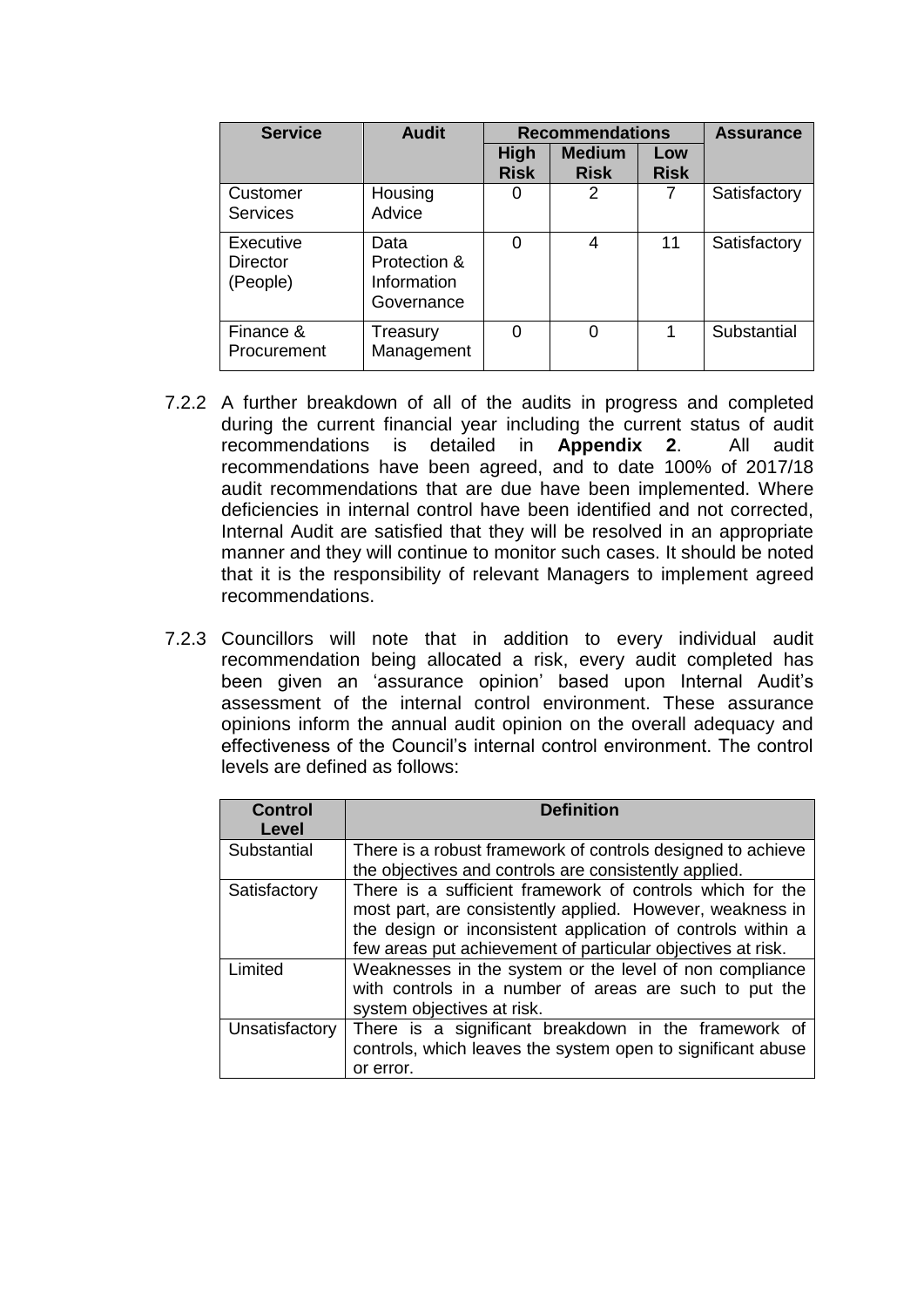| Service | Audit | Recommendations | | | Assurance |
|---|---|---|---|---|---|
| | | High Risk | Medium Risk | Low Risk | |
| Customer Services | Housing Advice | 0 | 2 | 7 | Satisfactory |
| Executive Director (People) | Data Protection & Information Governance | 0 | 4 | 11 | Satisfactory |
| Finance & Procurement | Treasury Management | 0 | 0 | 1 | Substantial |

7.2.2 A further breakdown of all of the audits in progress and completed during the current financial year including the current status of audit recommendations is detailed in **Appendix 2**. All audit recommendations have been agreed, and to date 100% of 2017/18 audit recommendations that are due have been implemented. Where deficiencies in internal control have been identified and not corrected, Internal Audit are satisfied that they will be resolved in an appropriate manner and they will continue to monitor such cases. It should be noted that it is the responsibility of relevant Managers to implement agreed recommendations.

7.2.3 Councillors will note that in addition to every individual audit recommendation being allocated a risk, every audit completed has been given an 'assurance opinion' based upon Internal Audit's assessment of the internal control environment. These assurance opinions inform the annual audit opinion on the overall adequacy and effectiveness of the Council's internal control environment. The control levels are defined as follows:

| Control Level | Definition |
|---|---|
| Substantial | There is a robust framework of controls designed to achieve the objectives and controls are consistently applied. |
| Satisfactory | There is a sufficient framework of controls which for the most part, are consistently applied. However, weakness in the design or inconsistent application of controls within a few areas put achievement of particular objectives at risk. |
| Limited | Weaknesses in the system or the level of non compliance with controls in a number of areas are such to put the system objectives at risk. |
| Unsatisfactory | There is a significant breakdown in the framework of controls, which leaves the system open to significant abuse or error. |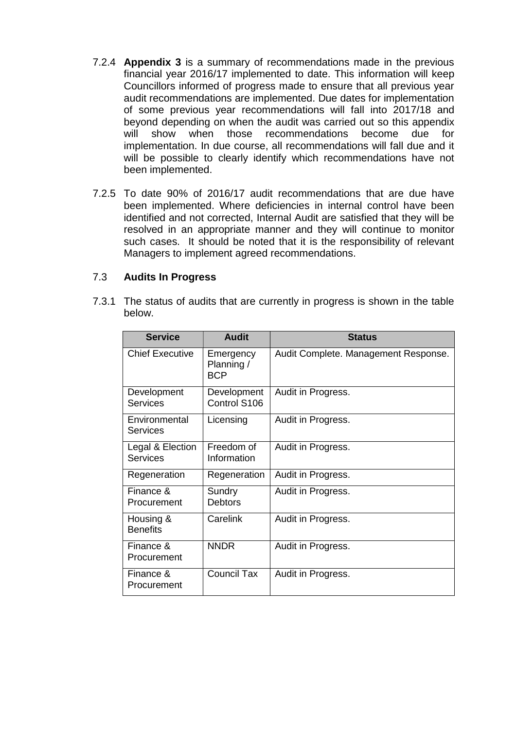7.2.4 **Appendix 3** is a summary of recommendations made in the previous financial year 2016/17 implemented to date. This information will keep Councillors informed of progress made to ensure that all previous year audit recommendations are implemented. Due dates for implementation of some previous year recommendations will fall into 2017/18 and beyond depending on when the audit was carried out so this appendix will show when those recommendations become due for implementation. In due course, all recommendations will fall due and it will be possible to clearly identify which recommendations have not been implemented.

7.2.5 To date 90% of 2016/17 audit recommendations that are due have been implemented. Where deficiencies in internal control have been identified and not corrected, Internal Audit are satisfied that they will be resolved in an appropriate manner and they will continue to monitor such cases. It should be noted that it is the responsibility of relevant Managers to implement agreed recommendations.

### 7.3 Audits In Progress

7.3.1 The status of audits that are currently in progress is shown in the table below.

| Service | Audit | Status |
|---|---|---|
| Chief Executive | Emergency Planning / BCP | Audit Complete. Management Response. |
| Development Services | Development Control S106 | Audit in Progress. |
| Environmental Services | Licensing | Audit in Progress. |
| Legal & Election Services | Freedom of Information | Audit in Progress. |
| Regeneration | Regeneration | Audit in Progress. |
| Finance & Procurement | Sundry Debtors | Audit in Progress. |
| Housing & Benefits | Carelink | Audit in Progress. |
| Finance & Procurement | NNDR | Audit in Progress. |
| Finance & Procurement | Council Tax | Audit in Progress. |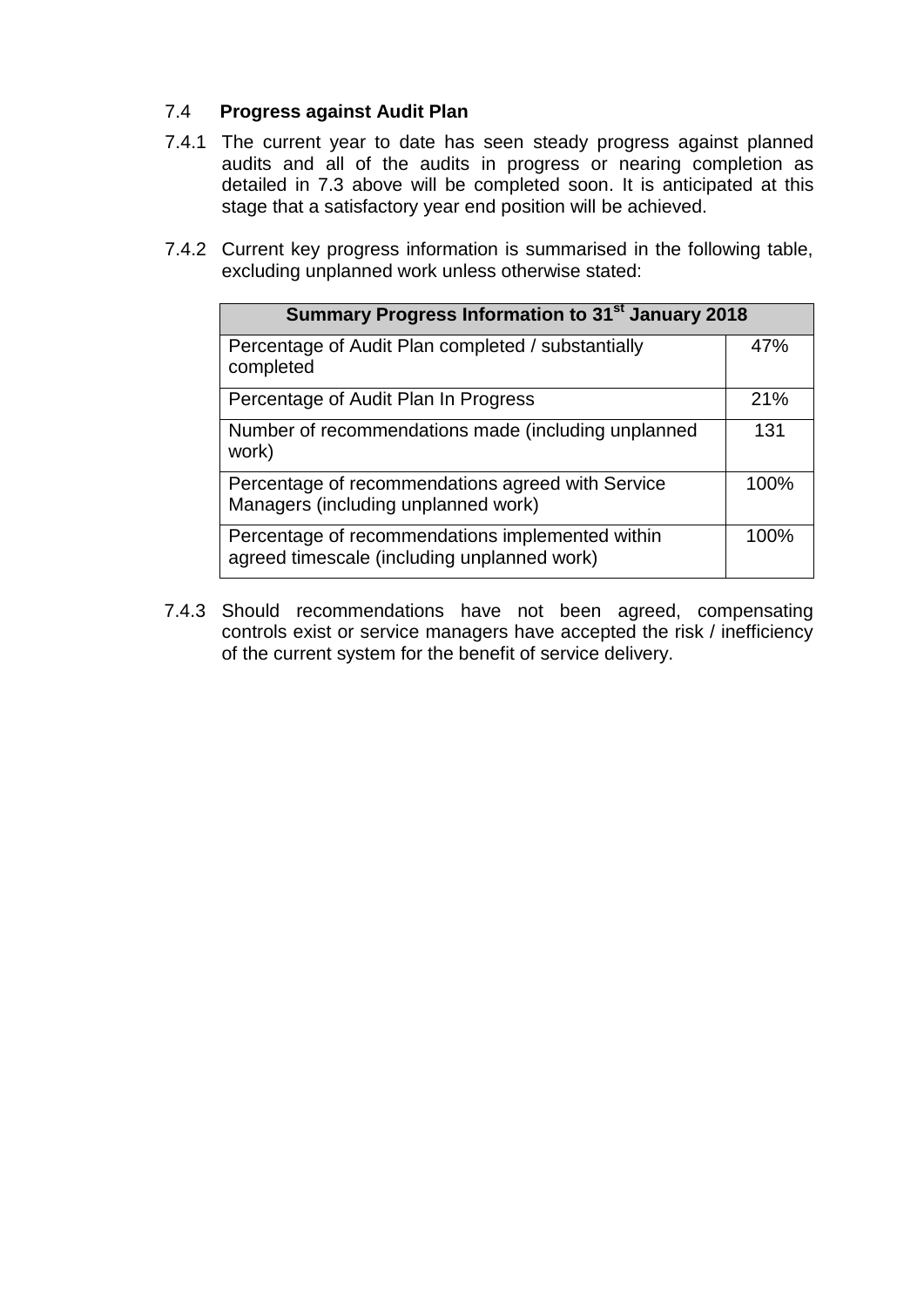### 7.4 **Progress against Audit Plan**

7.4.1 The current year to date has seen steady progress against planned audits and all of the audits in progress or nearing completion as detailed in 7.3 above will be completed soon. It is anticipated at this stage that a satisfactory year end position will be achieved.

7.4.2 Current key progress information is summarised in the following table, excluding unplanned work unless otherwise stated:

| **Summary Progress Information to 31st January 2018** | |
|---|---|
| Percentage of Audit Plan completed / substantially completed | 47% |
| Percentage of Audit Plan In Progress | 21% |
| Number of recommendations made (including unplanned work) | 131 |
| Percentage of recommendations agreed with Service Managers (including unplanned work) | 100% |
| Percentage of recommendations implemented within agreed timescale (including unplanned work) | 100% |

7.4.3 Should recommendations have not been agreed, compensating controls exist or service managers have accepted the risk / inefficiency of the current system for the benefit of service delivery.